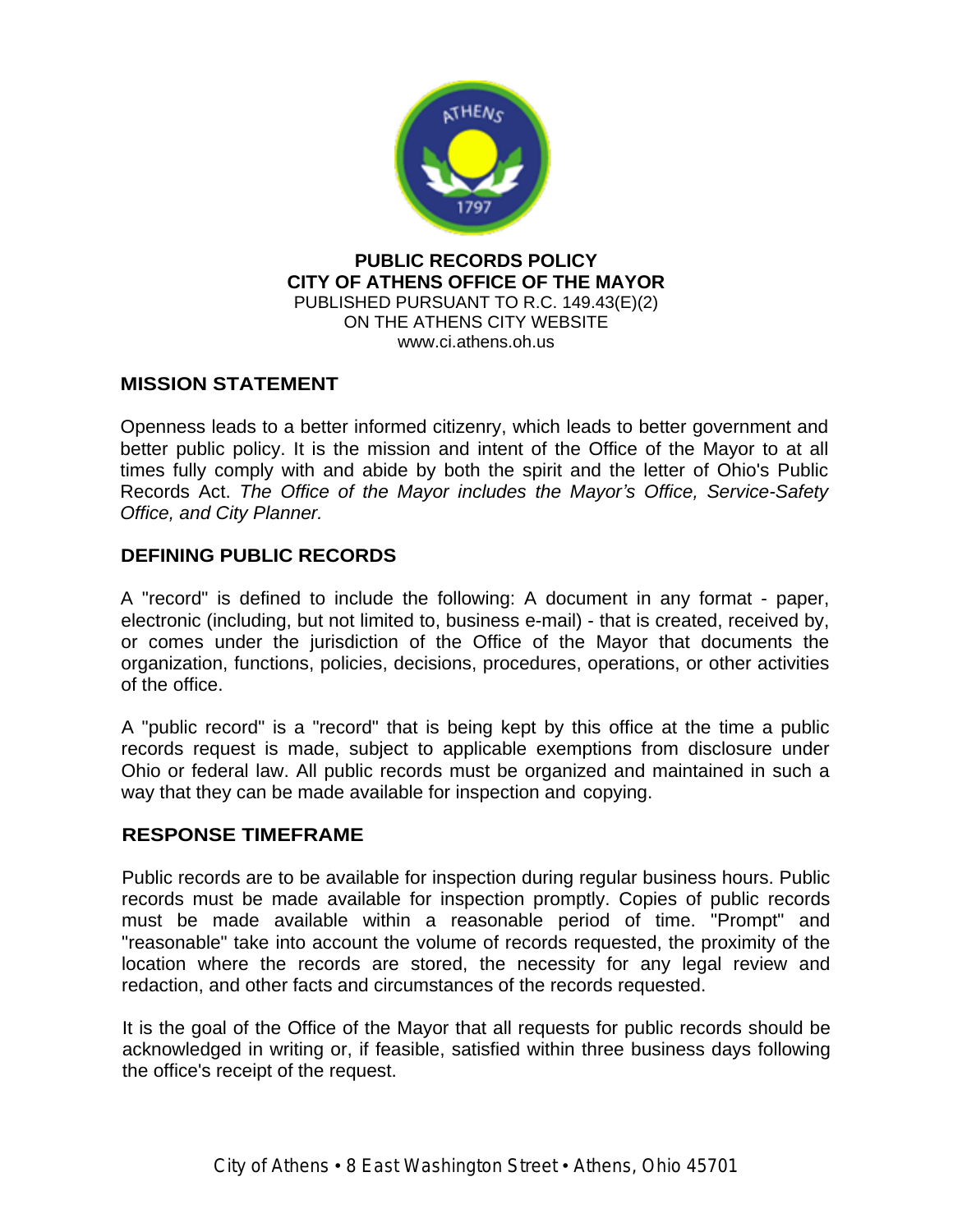**PUBLIC RECORDS POLICY**
**CITY OF ATHENS OFFICE OF THE MAYOR**
PUBLISHED PURSUANT TO R.C. 149.43(E)(2)
ON THE ATHENS CITY WEBSITE
www.ci.athens.oh.us

## MISSION STATEMENT

Openness leads to a better informed citizenry, which leads to better government and better public policy. It is the mission and intent of the Office of the Mayor to at all times fully comply with and abide by both the spirit and the letter of Ohio's Public Records Act. *The Office of the Mayor includes the Mayor's Office, Service-Safety Office, and City Planner.*

## DEFINING PUBLIC RECORDS

A "record" is defined to include the following: A document in any format - paper, electronic (including, but not limited to, business e-mail) - that is created, received by, or comes under the jurisdiction of the Office of the Mayor that documents the organization, functions, policies, decisions, procedures, operations, or other activities of the office.

A "public record" is a "record" that is being kept by this office at the time a public records request is made, subject to applicable exemptions from disclosure under Ohio or federal law. All public records must be organized and maintained in such a way that they can be made available for inspection and copying.

## RESPONSE TIMEFRAME

Public records are to be available for inspection during regular business hours. Public records must be made available for inspection promptly. Copies of public records must be made available within a reasonable period of time. "Prompt" and "reasonable" take into account the volume of records requested, the proximity of the location where the records are stored, the necessity for any legal review and redaction, and other facts and circumstances of the records requested.

It is the goal of the Office of the Mayor that all requests for public records should be acknowledged in writing or, if feasible, satisfied within three business days following the office's receipt of the request.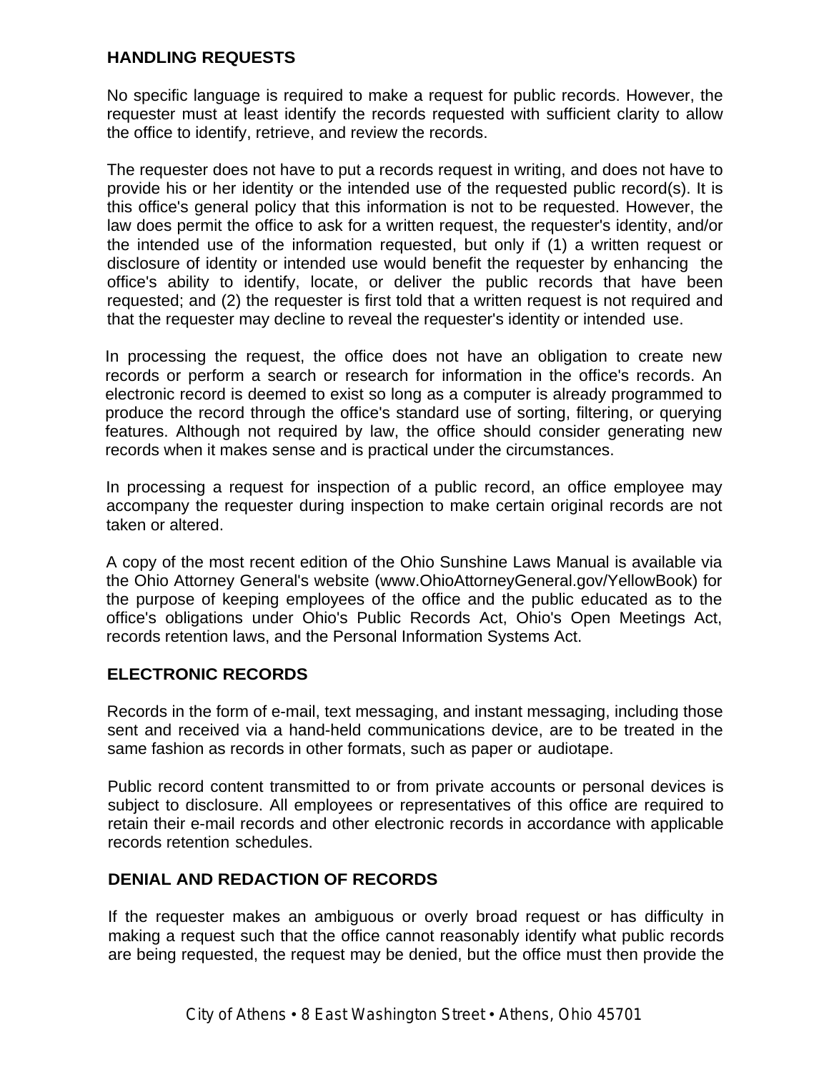## HANDLING REQUESTS

No specific language is required to make a request for public records. However, the requester must at least identify the records requested with sufficient clarity to allow the office to identify, retrieve, and review the records.

The requester does not have to put a records request in writing, and does not have to provide his or her identity or the intended use of the requested public record(s). It is this office's general policy that this information is not to be requested. However, the law does permit the office to ask for a written request, the requester's identity, and/or the intended use of the information requested, but only if (1) a written request or disclosure of identity or intended use would benefit the requester by enhancing the office's ability to identify, locate, or deliver the public records that have been requested; and (2) the requester is first told that a written request is not required and that the requester may decline to reveal the requester's identity or intended use.

In processing the request, the office does not have an obligation to create new records or perform a search or research for information in the office's records. An electronic record is deemed to exist so long as a computer is already programmed to produce the record through the office's standard use of sorting, filtering, or querying features. Although not required by law, the office should consider generating new records when it makes sense and is practical under the circumstances.

In processing a request for inspection of a public record, an office employee may accompany the requester during inspection to make certain original records are not taken or altered.

A copy of the most recent edition of the Ohio Sunshine Laws Manual is available via the Ohio Attorney General's website (www.OhioAttorneyGeneral.gov/YellowBook) for the purpose of keeping employees of the office and the public educated as to the office's obligations under Ohio's Public Records Act, Ohio's Open Meetings Act, records retention laws, and the Personal Information Systems Act.

## ELECTRONIC RECORDS

Records in the form of e-mail, text messaging, and instant messaging, including those sent and received via a hand-held communications device, are to be treated in the same fashion as records in other formats, such as paper or audiotape.

Public record content transmitted to or from private accounts or personal devices is subject to disclosure. All employees or representatives of this office are required to retain their e-mail records and other electronic records in accordance with applicable records retention schedules.

## DENIAL AND REDACTION OF RECORDS

If the requester makes an ambiguous or overly broad request or has difficulty in making a request such that the office cannot reasonably identify what public records are being requested, the request may be denied, but the office must then provide the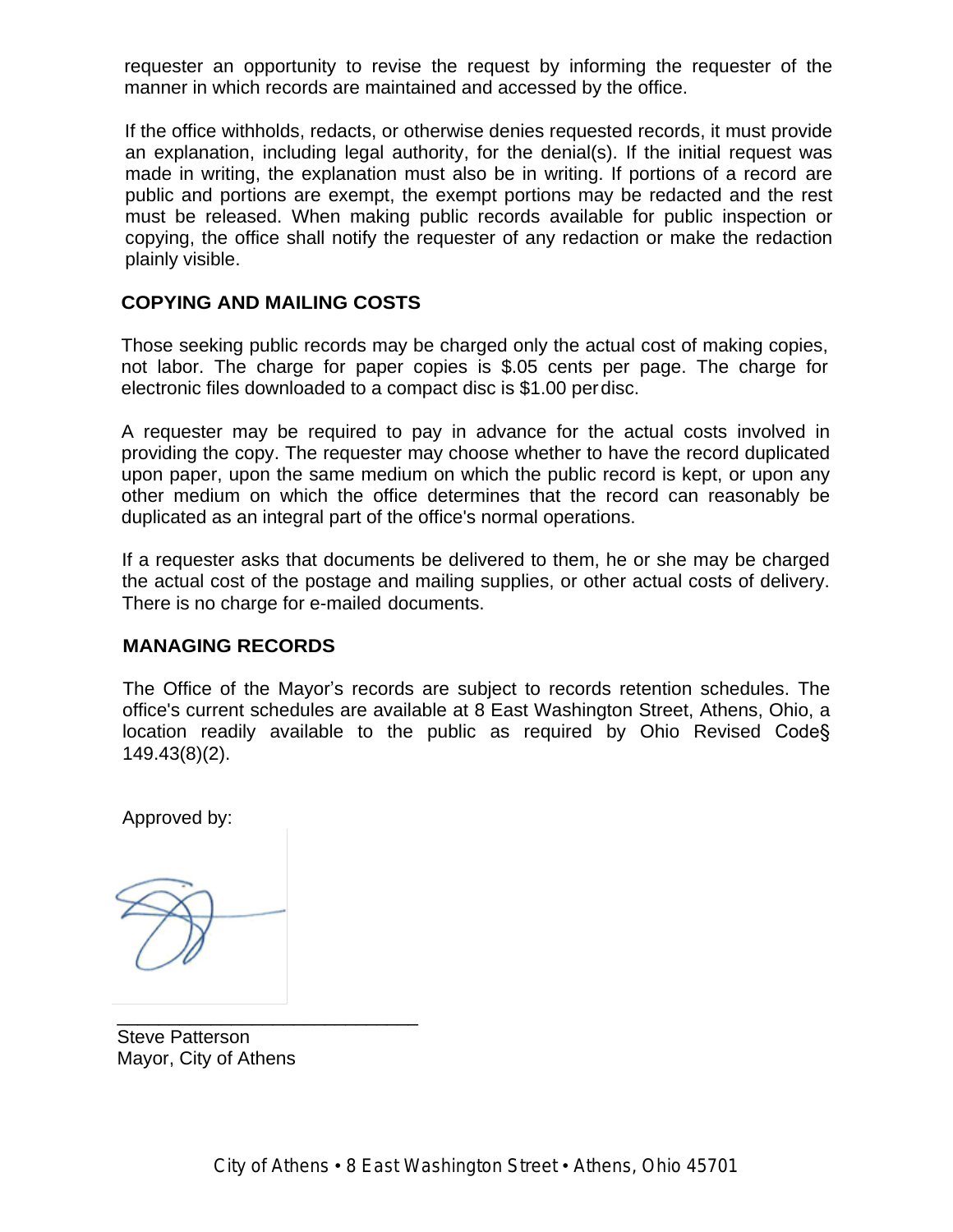requester an opportunity to revise the request by informing the requester of the manner in which records are maintained and accessed by the office.

If the office withholds, redacts, or otherwise denies requested records, it must provide an explanation, including legal authority, for the denial(s). If the initial request was made in writing, the explanation must also be in writing. If portions of a record are public and portions are exempt, the exempt portions may be redacted and the rest must be released. When making public records available for public inspection or copying, the office shall notify the requester of any redaction or make the redaction plainly visible.

## COPYING AND MAILING COSTS

Those seeking public records may be charged only the actual cost of making copies, not labor. The charge for paper copies is $.05 cents per page. The charge for electronic files downloaded to a compact disc is $1.00 per disc.

A requester may be required to pay in advance for the actual costs involved in providing the copy. The requester may choose whether to have the record duplicated upon paper, upon the same medium on which the public record is kept, or upon any other medium on which the office determines that the record can reasonably be duplicated as an integral part of the office's normal operations.

If a requester asks that documents be delivered to them, he or she may be charged the actual cost of the postage and mailing supplies, or other actual costs of delivery. There is no charge for e-mailed documents.

## MANAGING RECORDS

The Office of the Mayor's records are subject to records retention schedules. The office's current schedules are available at 8 East Washington Street, Athens, Ohio, a location readily available to the public as required by Ohio Revised Code§ 149.43(8)(2).

Approved by:

______________________________

Steve Patterson
Mayor, City of Athens

City of Athens • 8 East Washington Street • Athens, Ohio 45701